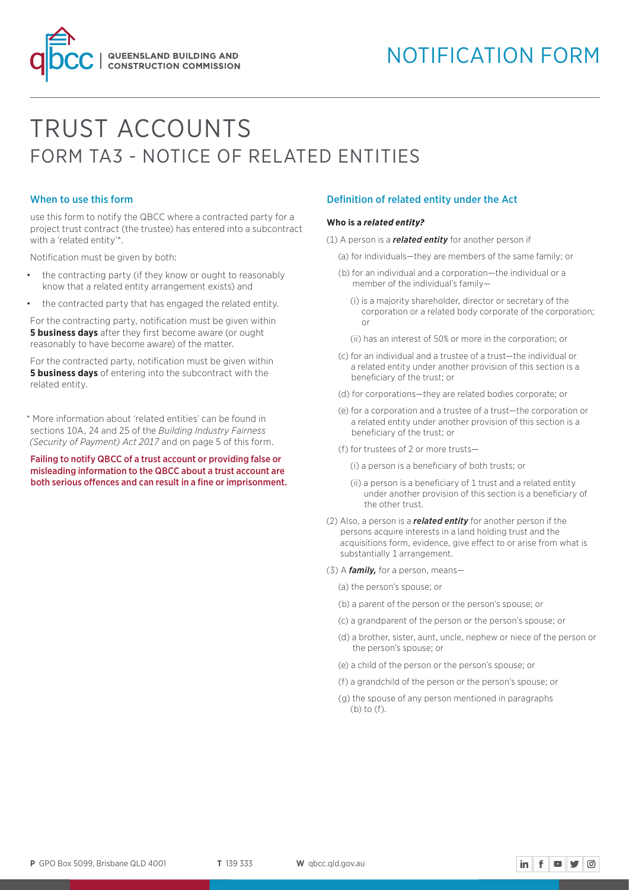QUEENSLAND BUILDING AND CONSTRUCTION COMMISSION

NOTIFICATION FORM

# TRUST ACCOUNTS
## FORM TA3 - NOTICE OF RELATED ENTITIES

### When to use this form

use this form to notify the QBCC where a contracted party for a project trust contract (the trustee) has entered into a subcontract with a 'related entity'*.

Notification must be given by both:

- the contracting party (if they know or ought to reasonably know that a related entity arrangement exists) and
- the contracted party that has engaged the related entity.

For the contracting party, notification must be given within **5 business days** after they first become aware (or ought reasonably to have become aware) of the matter.

For the contracted party, notification must be given within **5 business days** of entering into the subcontract with the related entity.

* More information about 'related entities' can be found in sections 10A, 24 and 25 of the *Building Industry Fairness (Security of Payment) Act 2017* and on page 5 of this form.

**Failing to notify QBCC of a trust account or providing false or misleading information to the QBCC about a trust account are both serious offences and can result in a fine or imprisonment.**

### Definition of related entity under the Act

**Who is a *related entity?***

(1) A person is a ***related entity*** for another person if

(a) for individuals—they are members of the same family; or

(b) for an individual and a corporation—the individual or a member of the individual's family—

(i) is a majority shareholder, director or secretary of the corporation or a related body corporate of the corporation; or

(ii) has an interest of 50% or more in the corporation; or

(c) for an individual and a trustee of a trust—the individual or a related entity under another provision of this section is a beneficiary of the trust; or

(d) for corporations—they are related bodies corporate; or

(e) for a corporation and a trustee of a trust—the corporation or a related entity under another provision of this section is a beneficiary of the trust; or

(f) for trustees of 2 or more trusts—

(i) a person is a beneficiary of both trusts; or

(ii) a person is a beneficiary of 1 trust and a related entity under another provision of this section is a beneficiary of the other trust.

(2) Also, a person is a ***related entity*** for another person if the persons acquire interests in a land holding trust and the acquisitions form, evidence, give effect to or arise from what is substantially 1 arrangement.

(3) A ***family,*** for a person, means—

(a) the person's spouse; or

(b) a parent of the person or the person's spouse; or

(c) a grandparent of the person or the person's spouse; or

(d) a brother, sister, aunt, uncle, nephew or niece of the person or the person's spouse; or

(e) a child of the person or the person's spouse; or

(f) a grandchild of the person or the person's spouse; or

(g) the spouse of any person mentioned in paragraphs (b) to (f).

**P** GPO Box 5099, Brisbane QLD 4001 **T** 139 333 **W** qbcc.qld.gov.au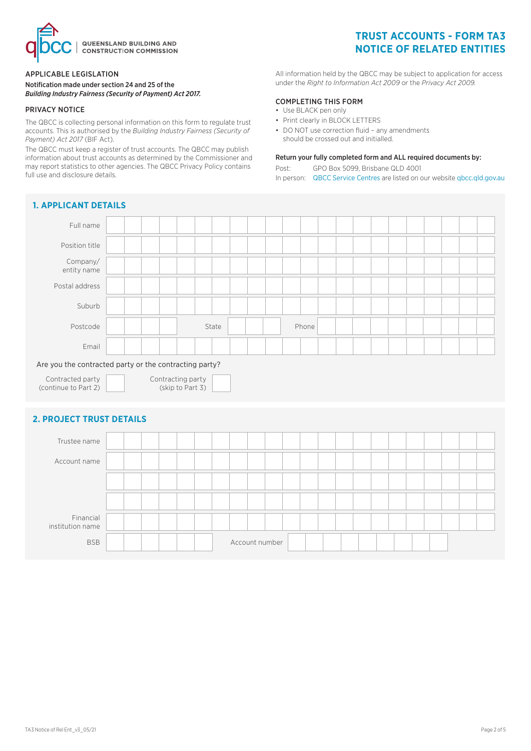# TRUST ACCOUNTS - FORM TA3
# NOTICE OF RELATED ENTITIES

QUEENSLAND BUILDING AND CONSTRUCTION COMMISSION

## APPLICABLE LEGISLATION

**Notification made under section 24 and 25 of the *Building Industry Fairness (Security of Payment) Act 2017.***

## PRIVACY NOTICE

The QBCC is collecting personal information on this form to regulate trust accounts. This is authorised by the *Building Industry Fairness (Security of Payment) Act 2017* (BIF Act).

The QBCC must keep a register of trust accounts. The QBCC may publish information about trust accounts as determined by the Commissioner and may report statistics to other agencies. The QBCC Privacy Policy contains full use and disclosure details.

All information held by the QBCC may be subject to application for access under the *Right to Information Act 2009* or the *Privacy Act 2009*.

## COMPLETING THIS FORM

- Use BLACK pen only
- Print clearly in BLOCK LETTERS
- DO NOT use correction fluid – any amendments should be crossed out and initialled.

**Return your fully completed form and ALL required documents by:**

Post: GPO Box 5099, Brisbane QLD 4001

In person: QBCC Service Centres are listed on our website qbcc.qld.gov.au

## 1. APPLICANT DETAILS

Full name

Position title

Company/ entity name

Postal address

Suburb

Postcode &emsp; State &emsp; Phone

Email

Are you the contracted party or the contracting party?

Contracted party (continue to Part 2) ☐ &emsp; Contracting party (skip to Part 3) ☐

## 2. PROJECT TRUST DETAILS

Trustee name

Account name

Financial institution name

BSB &emsp; Account number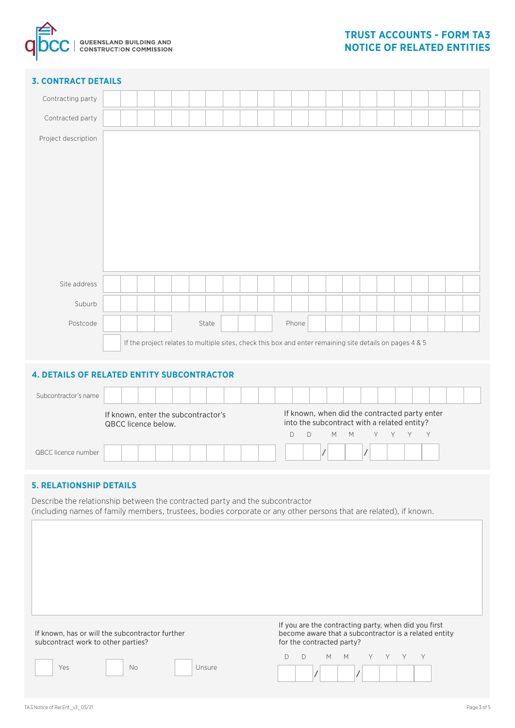## 3. CONTRACT DETAILS

Contracting party

Contracted party

Project description

Site address

Suburb

Postcode State Phone

☐ If the project relates to multiple sites, check this box and enter remaining site details on pages 4 & 5

## 4. DETAILS OF RELATED ENTITY SUBCONTRACTOR

Subcontractor's name

If known, enter the subcontractor's QBCC licence below.

If known, when did the contracted party enter into the subcontract with a related entity?

QBCC licence number

D D / M M / Y Y Y Y

## 5. RELATIONSHIP DETAILS

Describe the relationship between the contracted party and the subcontractor (including names of family members, trustees, bodies corporate or any other persons that are related), if known.

If known, has or will the subcontractor further subcontract work to other parties?

☐ Yes ☐ No ☐ Unsure

If you are the contracting party, when did you first become aware that a subcontractor is a related entity for the contracted party?

D D / M M / Y Y Y Y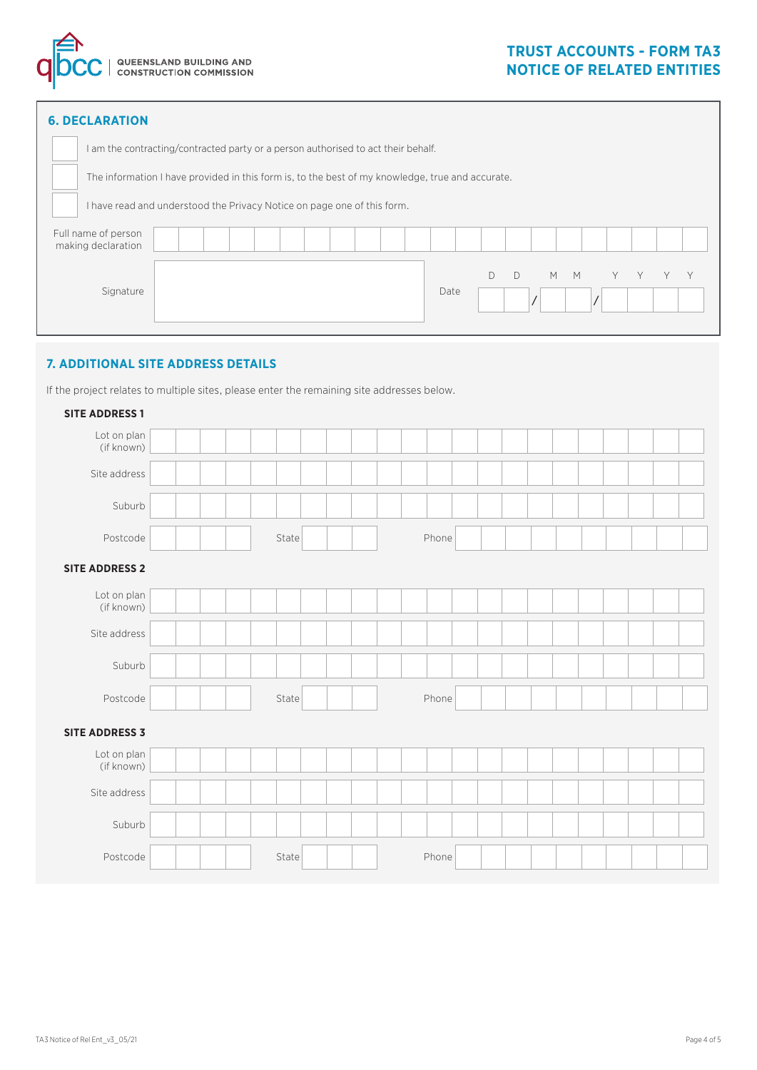# TRUST ACCOUNTS - FORM TA3
# NOTICE OF RELATED ENTITIES

## 6. DECLARATION

☐ I am the contracting/contracted party or a person authorised to act their behalf.

☐ The information I have provided in this form is, to the best of my knowledge, true and accurate.

☐ I have read and understood the Privacy Notice on page one of this form.

Full name of person making declaration

Signature

Date D D / M M / Y Y Y Y

## 7. ADDITIONAL SITE ADDRESS DETAILS

If the project relates to multiple sites, please enter the remaining site addresses below.

**SITE ADDRESS 1**

Lot on plan (if known)

Site address

Suburb

Postcode State Phone

**SITE ADDRESS 2**

Lot on plan (if known)

Site address

Suburb

Postcode State Phone

**SITE ADDRESS 3**

Lot on plan (if known)

Site address

Suburb

Postcode State Phone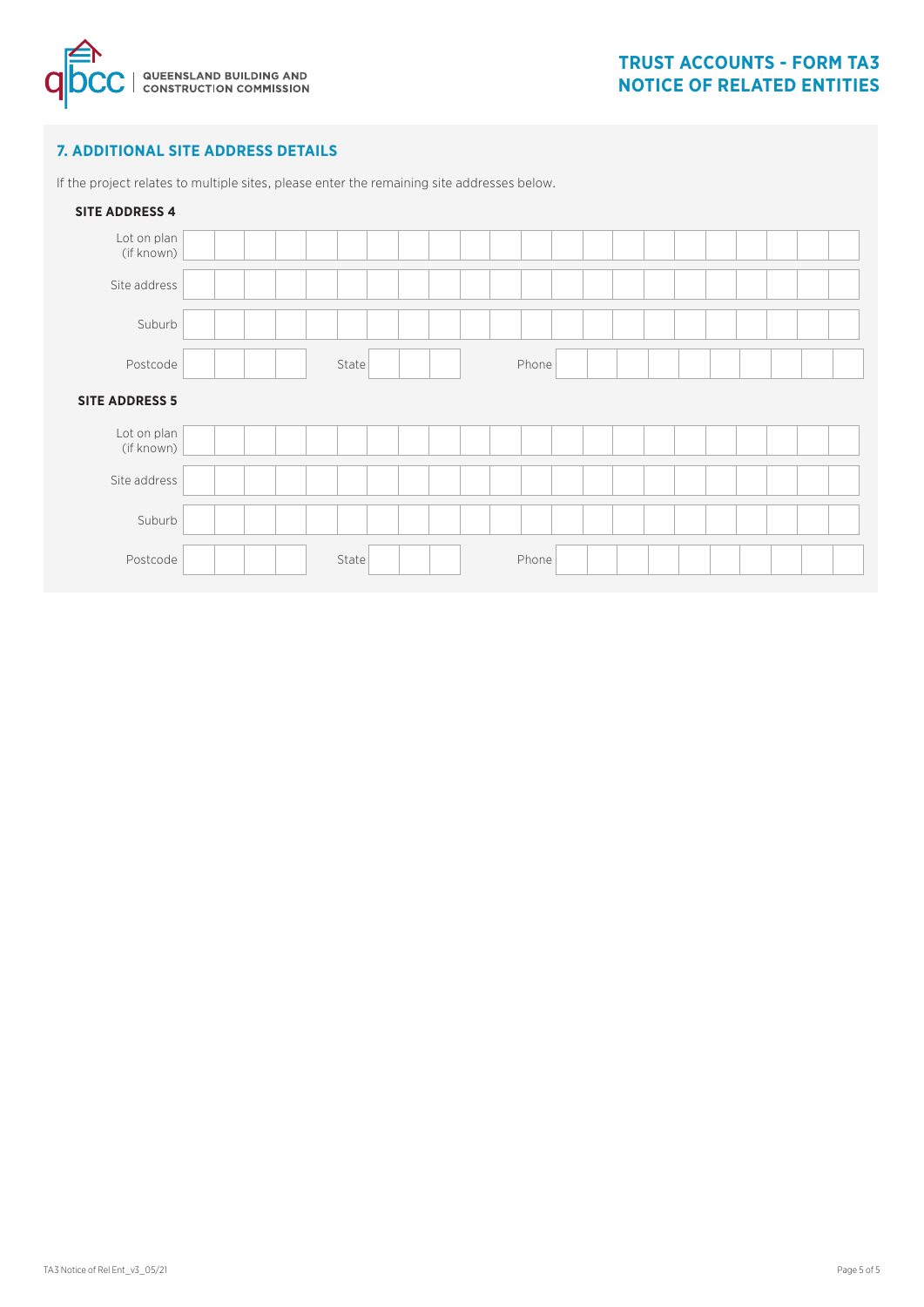## 7. ADDITIONAL SITE ADDRESS DETAILS

If the project relates to multiple sites, please enter the remaining site addresses below.

**SITE ADDRESS 4**

Lot on plan (if known)

Site address

Suburb

Postcode | State | Phone

**SITE ADDRESS 5**

Lot on plan (if known)

Site address

Suburb

Postcode | State | Phone

TA3 Notice of Rel Ent_v3_05/21